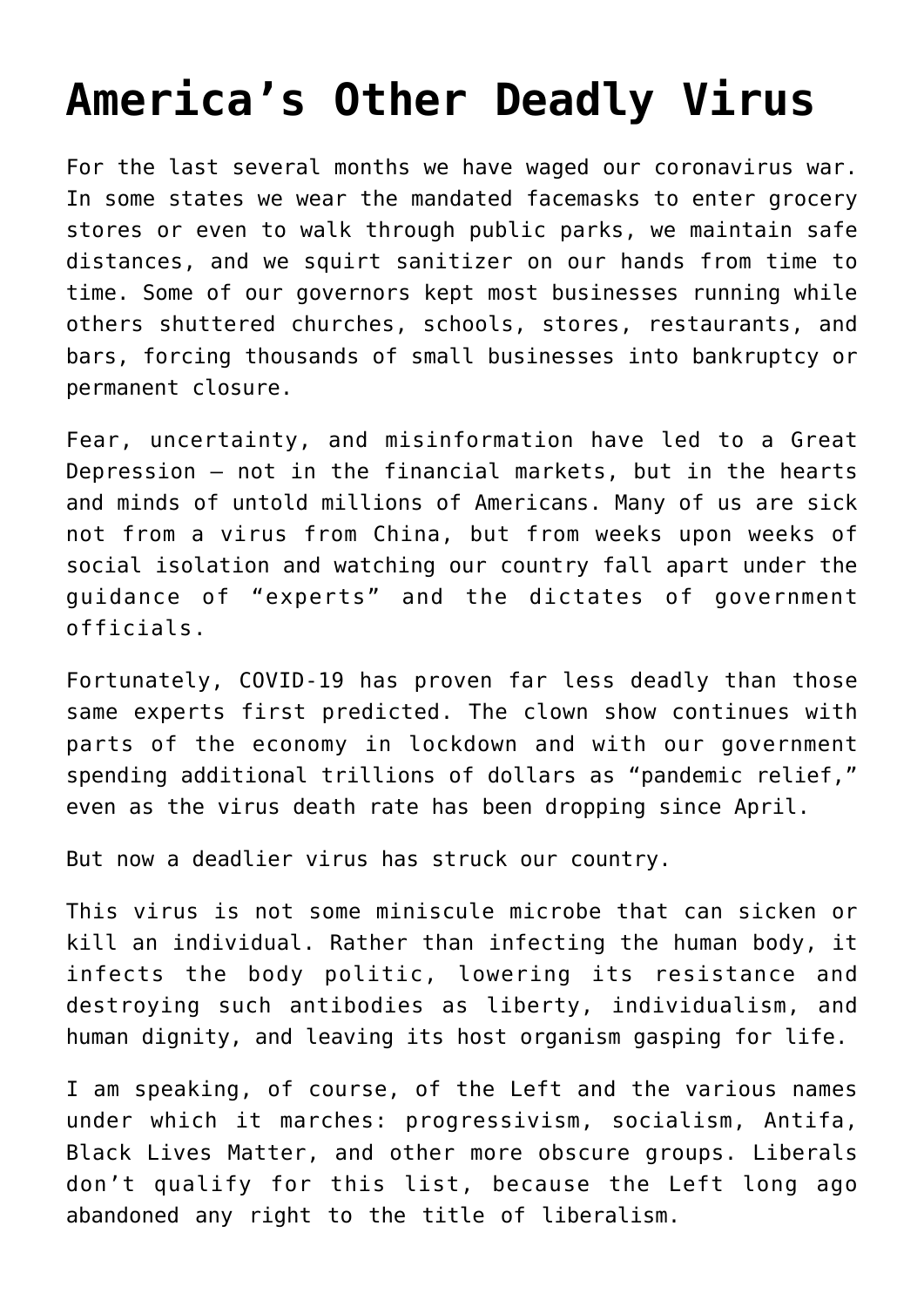# America's Other Deadly Virus

For the last several months we have waged our coronavirus war. In some states we wear the mandated facemasks to enter grocery stores or even to walk through public parks, we maintain safe distances, and we squirt sanitizer on our hands from time to time. Some of our governors kept most businesses running while others shuttered churches, schools, stores, restaurants, and bars, forcing thousands of small businesses into bankruptcy or permanent closure.

Fear, uncertainty, and misinformation have led to a Great Depression – not in the financial markets, but in the hearts and minds of untold millions of Americans. Many of us are sick not from a virus from China, but from weeks upon weeks of social isolation and watching our country fall apart under the guidance of "experts" and the dictates of government officials.

Fortunately, COVID-19 has proven far less deadly than those same experts first predicted. The clown show continues with parts of the economy in lockdown and with our government spending additional trillions of dollars as "pandemic relief," even as the virus death rate has been dropping since April.

But now a deadlier virus has struck our country.

This virus is not some miniscule microbe that can sicken or kill an individual. Rather than infecting the human body, it infects the body politic, lowering its resistance and destroying such antibodies as liberty, individualism, and human dignity, and leaving its host organism gasping for life.

I am speaking, of course, of the Left and the various names under which it marches: progressivism, socialism, Antifa, Black Lives Matter, and other more obscure groups. Liberals don't qualify for this list, because the Left long ago abandoned any right to the title of liberalism.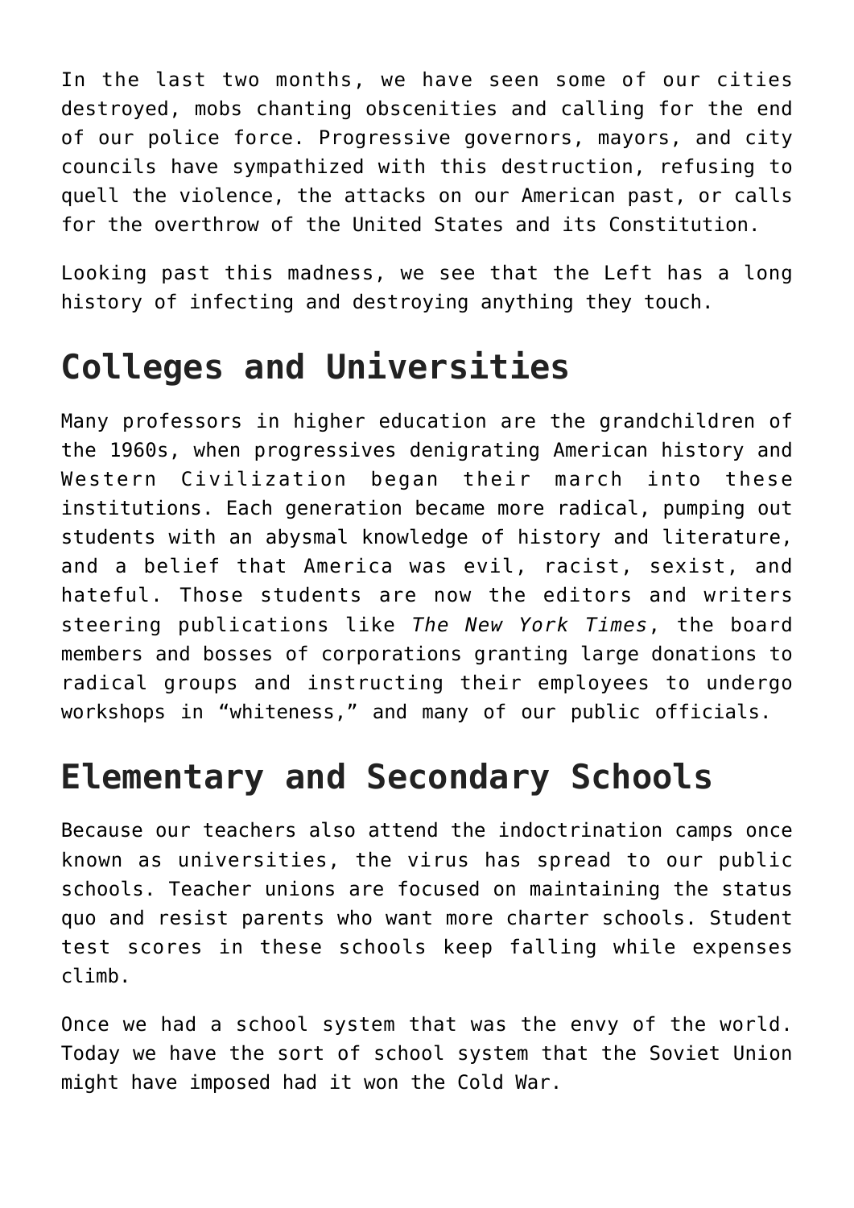In the last two months, we have seen some of our cities destroyed, mobs chanting obscenities and calling for the end of our police force. Progressive governors, mayors, and city councils have sympathized with this destruction, refusing to quell the violence, the attacks on our American past, or calls for the overthrow of the United States and its Constitution.

Looking past this madness, we see that the Left has a long history of infecting and destroying anything they touch.

## Colleges and Universities

Many professors in higher education are the grandchildren of the 1960s, when progressives denigrating American history and Western Civilization began their march into these institutions. Each generation became more radical, pumping out students with an abysmal knowledge of history and literature, and a belief that America was evil, racist, sexist, and hateful. Those students are now the editors and writers steering publications like *The New York Times*, the board members and bosses of corporations granting large donations to radical groups and instructing their employees to undergo workshops in "whiteness," and many of our public officials.

## Elementary and Secondary Schools

Because our teachers also attend the indoctrination camps once known as universities, the virus has spread to our public schools. Teacher unions are focused on maintaining the status quo and resist parents who want more charter schools. Student test scores in these schools keep falling while expenses climb.

Once we had a school system that was the envy of the world. Today we have the sort of school system that the Soviet Union might have imposed had it won the Cold War.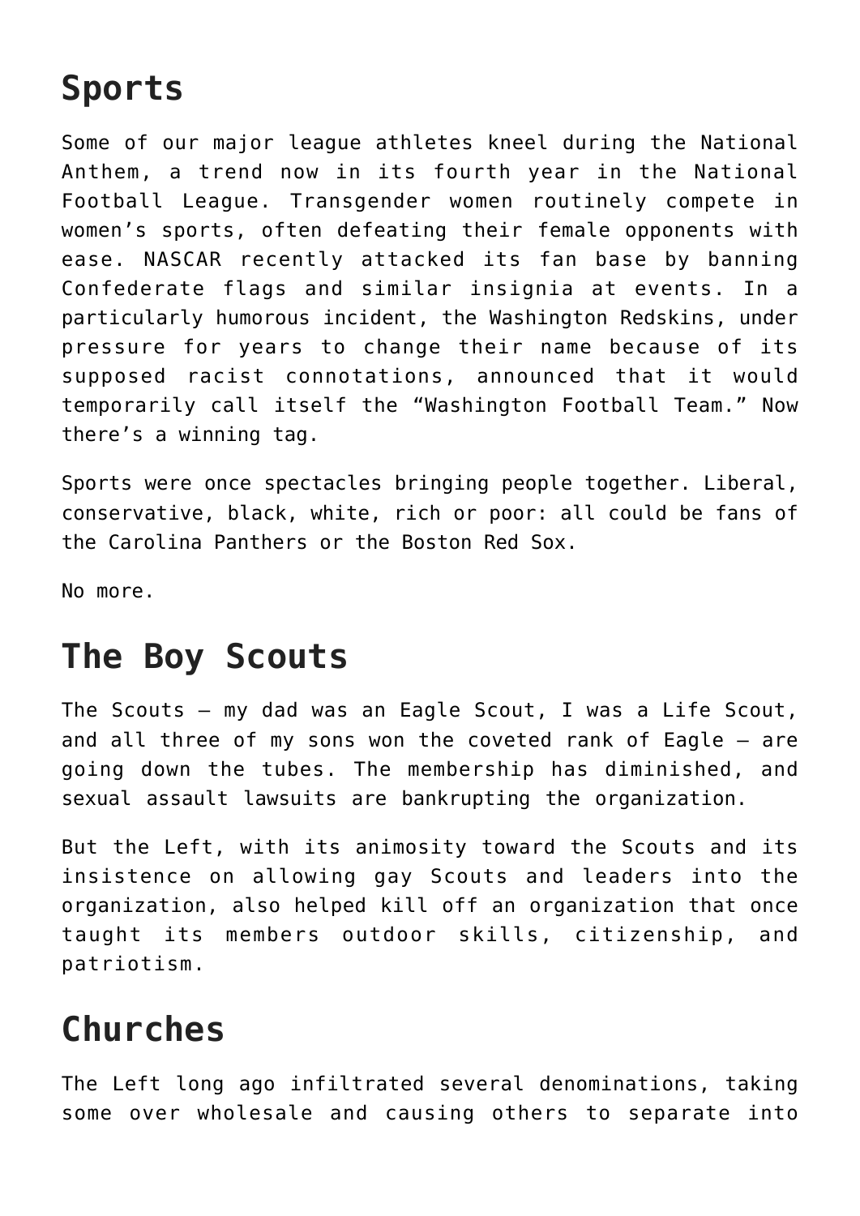## Sports

Some of our major league athletes kneel during the National Anthem, a trend now in its fourth year in the National Football League. Transgender women routinely compete in women's sports, often defeating their female opponents with ease. NASCAR recently attacked its fan base by banning Confederate flags and similar insignia at events. In a particularly humorous incident, the Washington Redskins, under pressure for years to change their name because of its supposed racist connotations, announced that it would temporarily call itself the "Washington Football Team." Now there's a winning tag.

Sports were once spectacles bringing people together. Liberal, conservative, black, white, rich or poor: all could be fans of the Carolina Panthers or the Boston Red Sox.

No more.

## The Boy Scouts

The Scouts – my dad was an Eagle Scout, I was a Life Scout, and all three of my sons won the coveted rank of Eagle – are going down the tubes. The membership has diminished, and sexual assault lawsuits are bankrupting the organization.

But the Left, with its animosity toward the Scouts and its insistence on allowing gay Scouts and leaders into the organization, also helped kill off an organization that once taught its members outdoor skills, citizenship, and patriotism.

## Churches

The Left long ago infiltrated several denominations, taking some over wholesale and causing others to separate into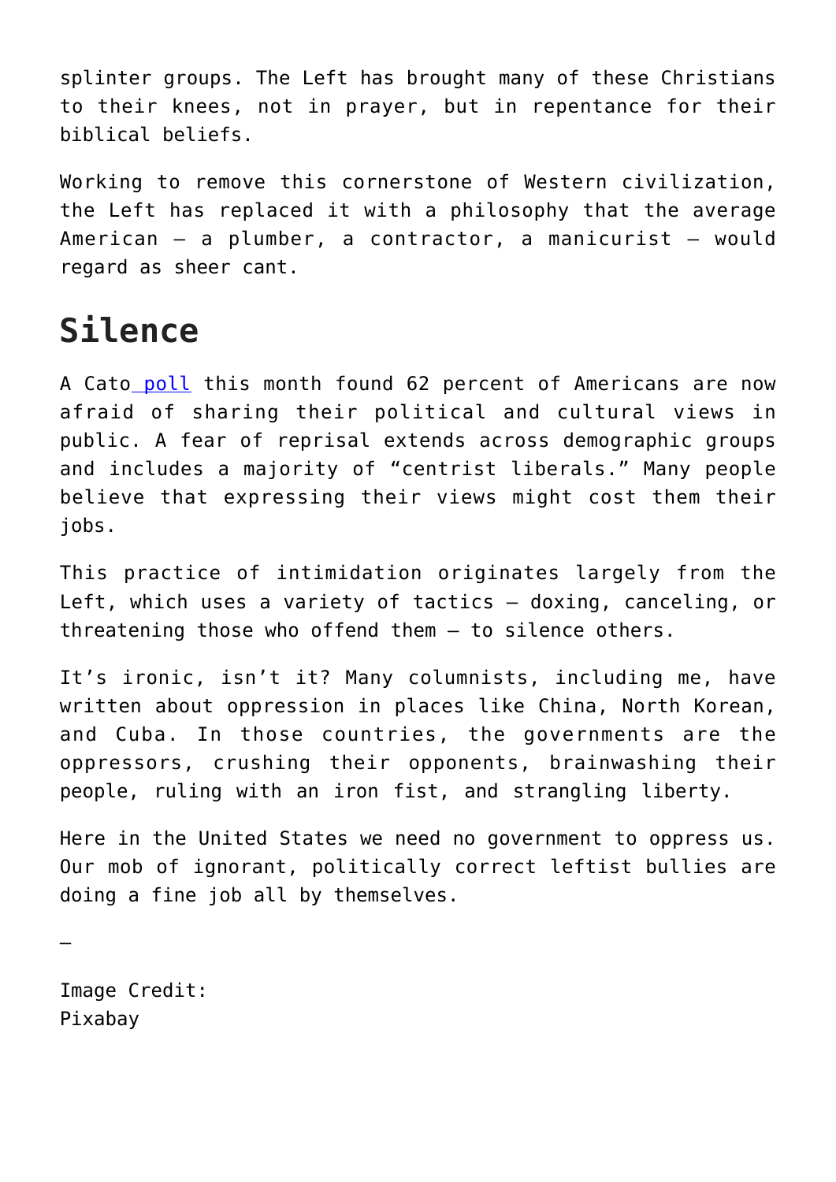splinter groups. The Left has brought many of these Christians to their knees, not in prayer, but in repentance for their biblical beliefs.

Working to remove this cornerstone of Western civilization, the Left has replaced it with a philosophy that the average American – a plumber, a contractor, a manicurist – would regard as sheer cant.

## Silence

A Cato poll this month found 62 percent of Americans are now afraid of sharing their political and cultural views in public. A fear of reprisal extends across demographic groups and includes a majority of "centrist liberals." Many people believe that expressing their views might cost them their jobs.

This practice of intimidation originates largely from the Left, which uses a variety of tactics – doxing, canceling, or threatening those who offend them – to silence others.

It's ironic, isn't it? Many columnists, including me, have written about oppression in places like China, North Korean, and Cuba. In those countries, the governments are the oppressors, crushing their opponents, brainwashing their people, ruling with an iron fist, and strangling liberty.

Here in the United States we need no government to oppress us. Our mob of ignorant, politically correct leftist bullies are doing a fine job all by themselves.

—

Image Credit:
Pixabay